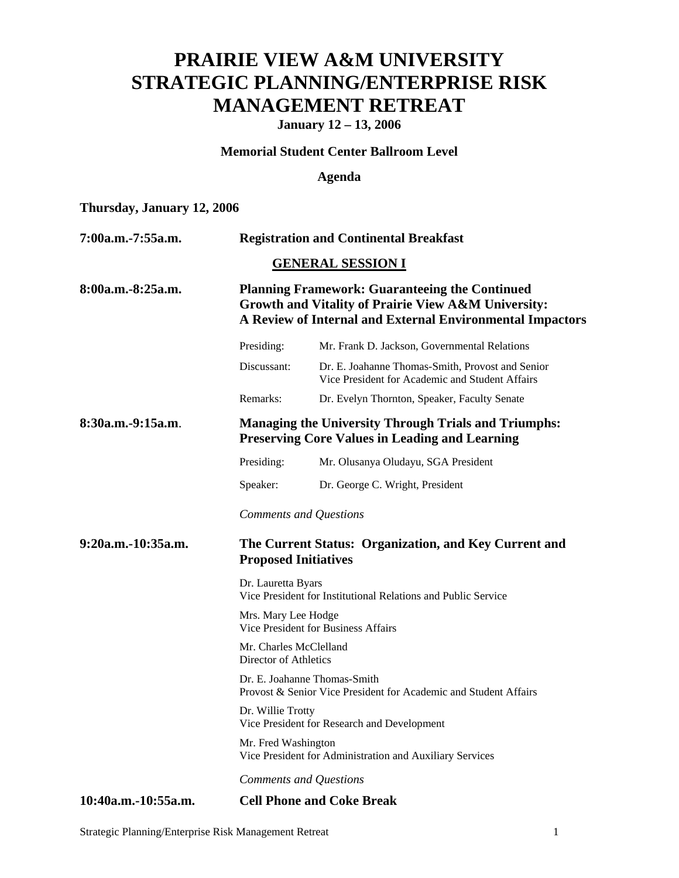# PRAIRIE VIEW A&M UNIVERSITY STRATEGIC PLANNING/ENTERPRISE RISK MANAGEMENT RETREAT

**January 12 – 13, 2006**

**Memorial Student Center Ballroom Level**

**Agenda**

**Thursday, January 12, 2006**

**7:00a.m.-7:55a.m.** **Registration and Continental Breakfast**

**GENERAL SESSION I**

**8:00a.m.-8:25a.m.** **Planning Framework: Guaranteeing the Continued Growth and Vitality of Prairie View A&M University: A Review of Internal and External Environmental Impactors**

Presiding: Mr. Frank D. Jackson, Governmental Relations

Discussant: Dr. E. Joahanne Thomas-Smith, Provost and Senior Vice President for Academic and Student Affairs

Remarks: Dr. Evelyn Thornton, Speaker, Faculty Senate

**8:30a.m.-9:15a.m.** **Managing the University Through Trials and Triumphs: Preserving Core Values in Leading and Learning**

Presiding: Mr. Olusanya Oludayu, SGA President

Speaker: Dr. George C. Wright, President

*Comments and Questions*

**9:20a.m.-10:35a.m.** **The Current Status: Organization, and Key Current and Proposed Initiatives**

Dr. Lauretta Byars
Vice President for Institutional Relations and Public Service

Mrs. Mary Lee Hodge
Vice President for Business Affairs

Mr. Charles McClelland
Director of Athletics

Dr. E. Joahanne Thomas-Smith
Provost & Senior Vice President for Academic and Student Affairs

Dr. Willie Trotty
Vice President for Research and Development

Mr. Fred Washington
Vice President for Administration and Auxiliary Services

*Comments and Questions*

**10:40a.m.-10:55a.m.** **Cell Phone and Coke Break**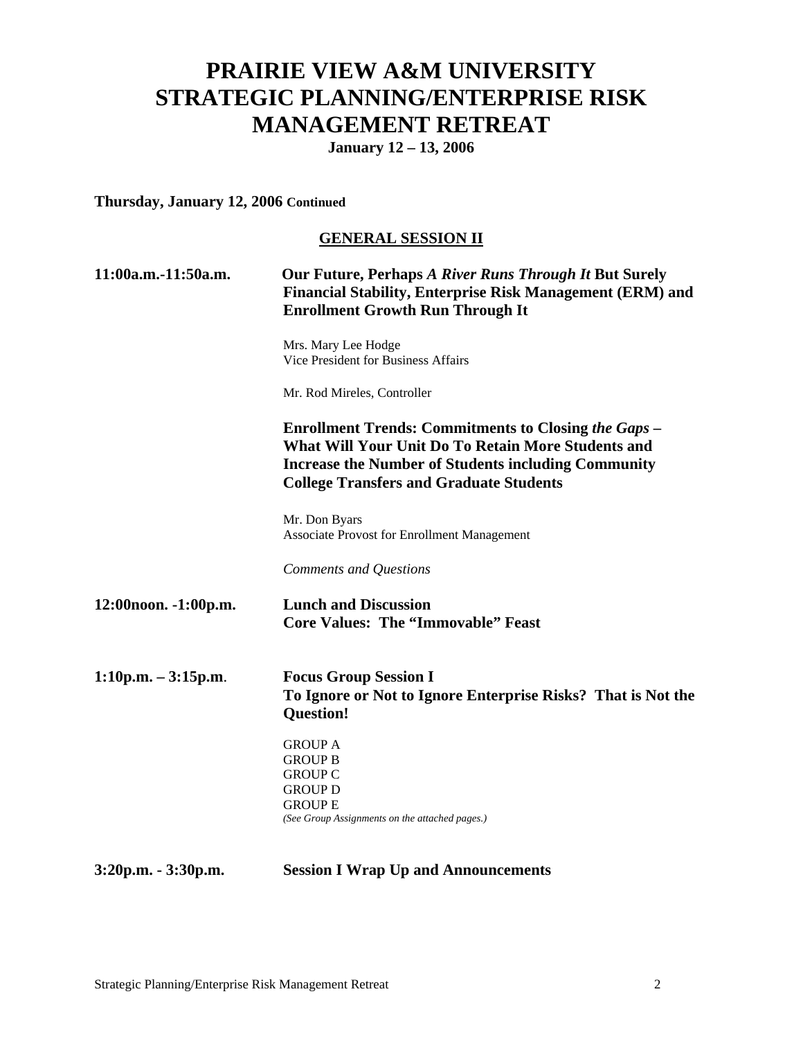# PRAIRIE VIEW A&M UNIVERSITY STRATEGIC PLANNING/ENTERPRISE RISK MANAGEMENT RETREAT

**January 12 – 13, 2006**

**Thursday, January 12, 2006 Continued**

## GENERAL SESSION II

**11:00a.m.-11:50a.m.**

**Our Future, Perhaps *A River Runs Through It* But Surely Financial Stability, Enterprise Risk Management (ERM) and Enrollment Growth Run Through It**

Mrs. Mary Lee Hodge
Vice President for Business Affairs

Mr. Rod Mireles, Controller

**Enrollment Trends: Commitments to Closing *the Gaps* – What Will Your Unit Do To Retain More Students and Increase the Number of Students including Community College Transfers and Graduate Students**

Mr. Don Byars
Associate Provost for Enrollment Management

*Comments and Questions*

**12:00noon. -1:00p.m.**

**Lunch and Discussion**
**Core Values: The "Immovable" Feast**

**1:10p.m. – 3:15p.m.**

**Focus Group Session I**
**To Ignore or Not to Ignore Enterprise Risks? That is Not the Question!**

GROUP A
GROUP B
GROUP C
GROUP D
GROUP E
*(See Group Assignments on the attached pages.)*

**3:20p.m. - 3:30p.m.**

**Session I Wrap Up and Announcements**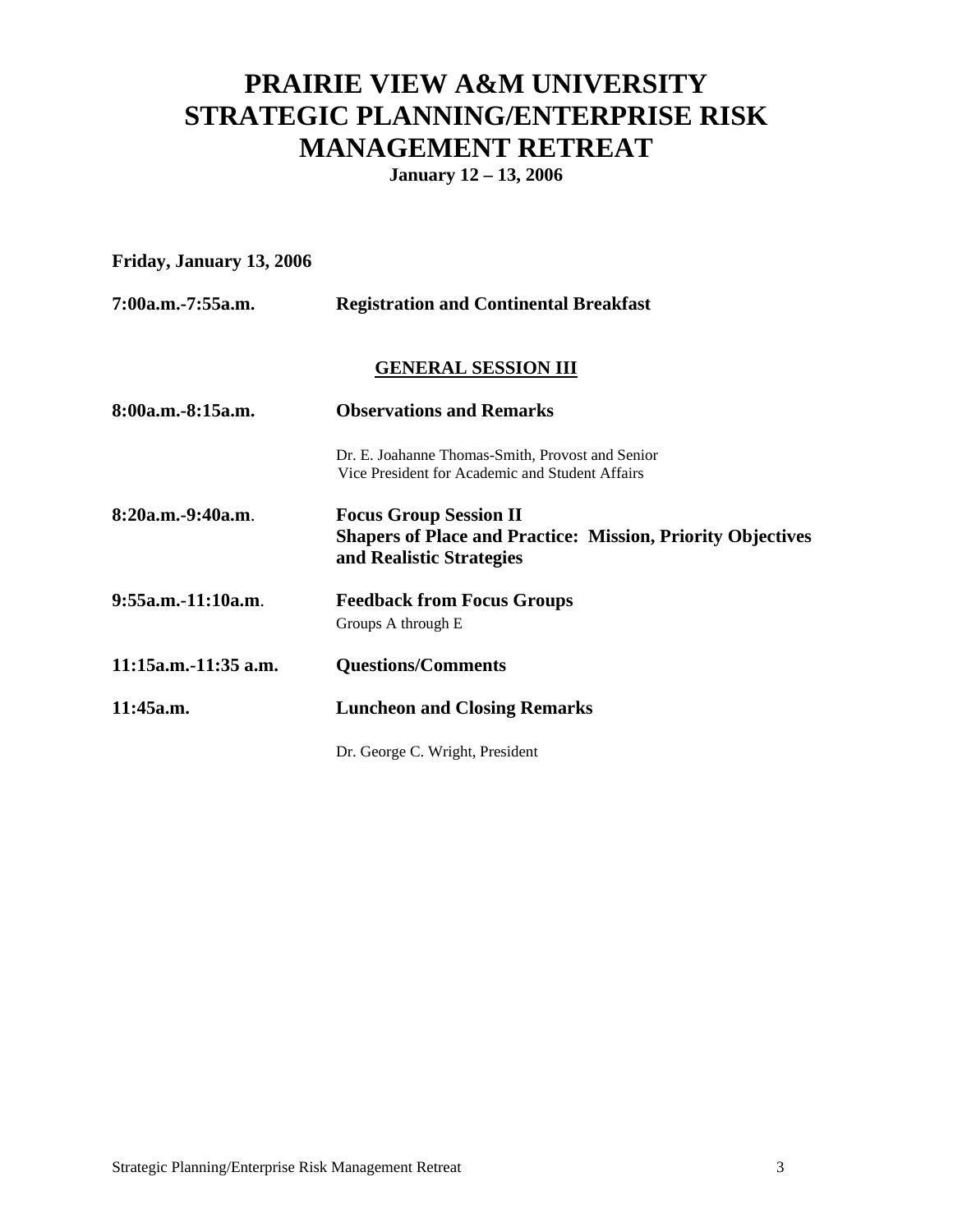# PRAIRIE VIEW A&M UNIVERSITY STRATEGIC PLANNING/ENTERPRISE RISK MANAGEMENT RETREAT

**January 12 – 13, 2006**

**Friday, January 13, 2006**

**7:00a.m.-7:55a.m.** **Registration and Continental Breakfast**

## GENERAL SESSION III

**8:00a.m.-8:15a.m.** **Observations and Remarks**

Dr. E. Joahanne Thomas-Smith, Provost and Senior Vice President for Academic and Student Affairs

**8:20a.m.-9:40a.m**. **Focus Group Session II**
**Shapers of Place and Practice: Mission, Priority Objectives and Realistic Strategies**

**9:55a.m.-11:10a.m**. **Feedback from Focus Groups**

Groups A through E

**11:15a.m.-11:35 a.m.** **Questions/Comments**

**11:45a.m.** **Luncheon and Closing Remarks**

Dr. George C. Wright, President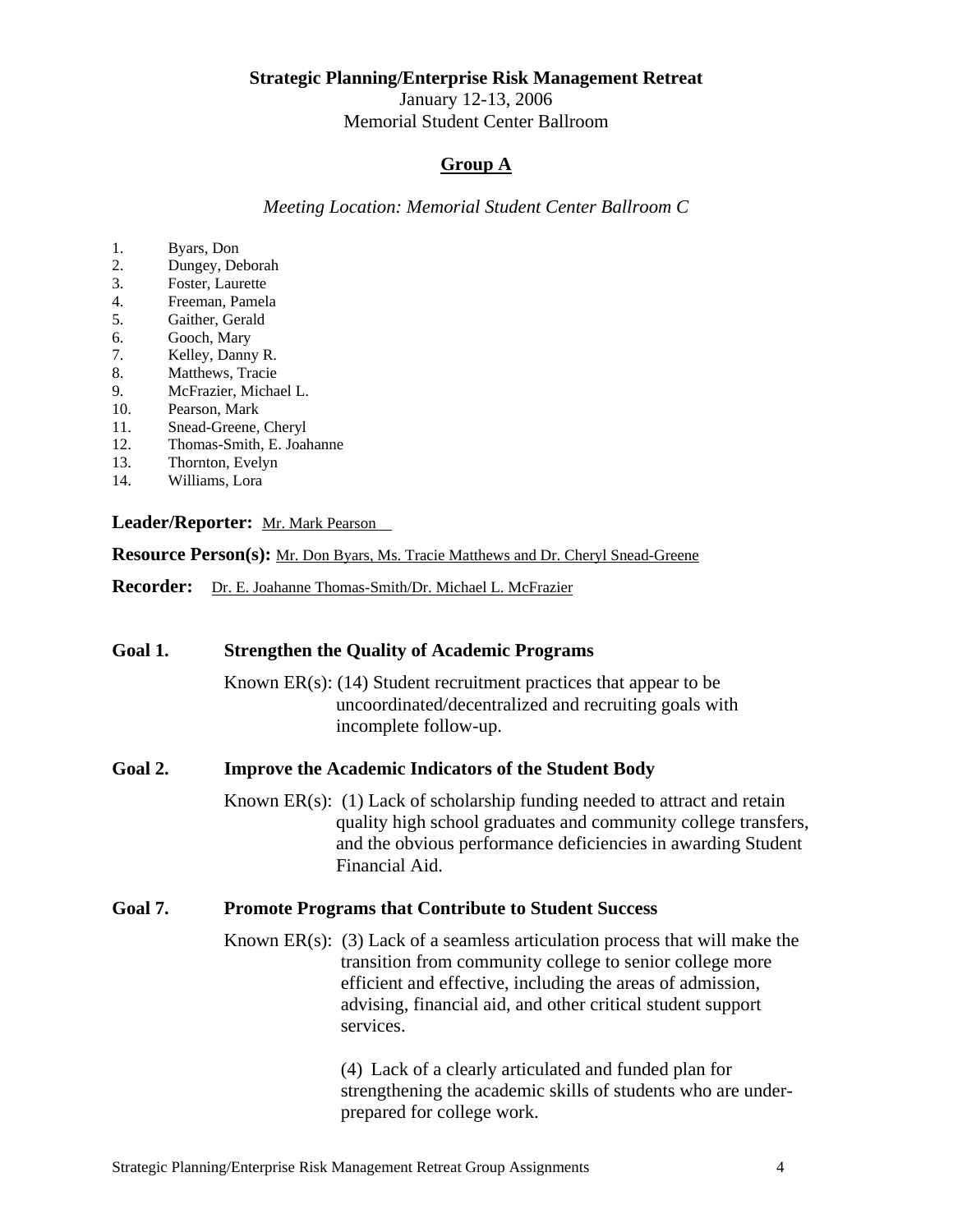**Strategic Planning/Enterprise Risk Management Retreat**
January 12-13, 2006
Memorial Student Center Ballroom

## Group A

*Meeting Location: Memorial Student Center Ballroom C*

1. Byars, Don
2. Dungey, Deborah
3. Foster, Laurette
4. Freeman, Pamela
5. Gaither, Gerald
6. Gooch, Mary
7. Kelley, Danny R.
8. Matthews, Tracie
9. McFrazier, Michael L.
10. Pearson, Mark
11. Snead-Greene, Cheryl
12. Thomas-Smith, E. Joahanne
13. Thornton, Evelyn
14. Williams, Lora

**Leader/Reporter:** Mr. Mark Pearson

**Resource Person(s):** Mr. Don Byars, Ms. Tracie Matthews and Dr. Cheryl Snead-Greene

**Recorder:** Dr. E. Joahanne Thomas-Smith/Dr. Michael L. McFrazier

**Goal 1. Strengthen the Quality of Academic Programs**

Known ER(s): (14) Student recruitment practices that appear to be uncoordinated/decentralized and recruiting goals with incomplete follow-up.

**Goal 2. Improve the Academic Indicators of the Student Body**

Known ER(s): (1) Lack of scholarship funding needed to attract and retain quality high school graduates and community college transfers, and the obvious performance deficiencies in awarding Student Financial Aid.

**Goal 7. Promote Programs that Contribute to Student Success**

Known ER(s): (3) Lack of a seamless articulation process that will make the transition from community college to senior college more efficient and effective, including the areas of admission, advising, financial aid, and other critical student support services.

(4) Lack of a clearly articulated and funded plan for strengthening the academic skills of students who are under-prepared for college work.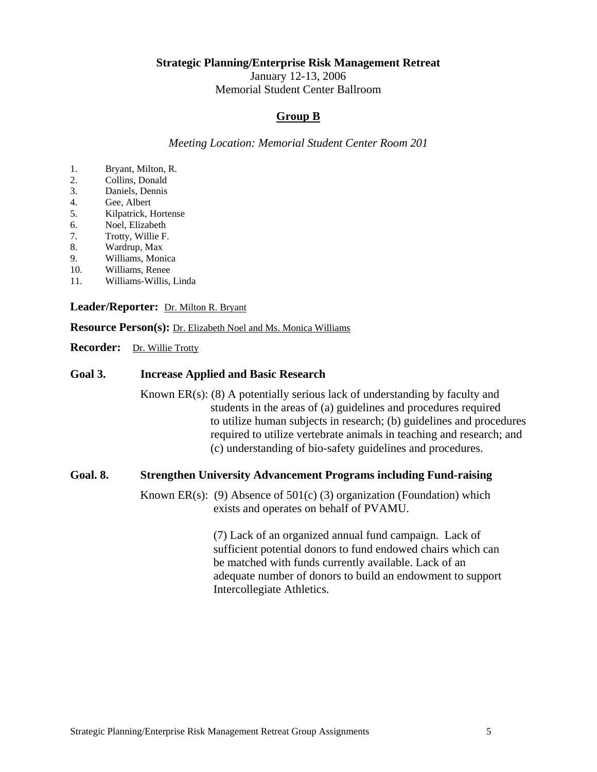**Strategic Planning/Enterprise Risk Management Retreat**
January 12-13, 2006
Memorial Student Center Ballroom

## Group B

*Meeting Location: Memorial Student Center Room 201*

1. Bryant, Milton, R.
2. Collins, Donald
3. Daniels, Dennis
4. Gee, Albert
5. Kilpatrick, Hortense
6. Noel, Elizabeth
7. Trotty, Willie F.
8. Wardrup, Max
9. Williams, Monica
10. Williams, Renee
11. Williams-Willis, Linda

**Leader/Reporter:** Dr. Milton R. Bryant

**Resource Person(s):** Dr. Elizabeth Noel and Ms. Monica Williams

**Recorder:** Dr. Willie Trotty

**Goal 3. Increase Applied and Basic Research**

Known ER(s): (8) A potentially serious lack of understanding by faculty and students in the areas of (a) guidelines and procedures required to utilize human subjects in research; (b) guidelines and procedures required to utilize vertebrate animals in teaching and research; and (c) understanding of bio-safety guidelines and procedures.

**Goal. 8. Strengthen University Advancement Programs including Fund-raising**

Known ER(s): (9) Absence of 501(c) (3) organization (Foundation) which exists and operates on behalf of PVAMU.

(7) Lack of an organized annual fund campaign. Lack of sufficient potential donors to fund endowed chairs which can be matched with funds currently available. Lack of an adequate number of donors to build an endowment to support Intercollegiate Athletics.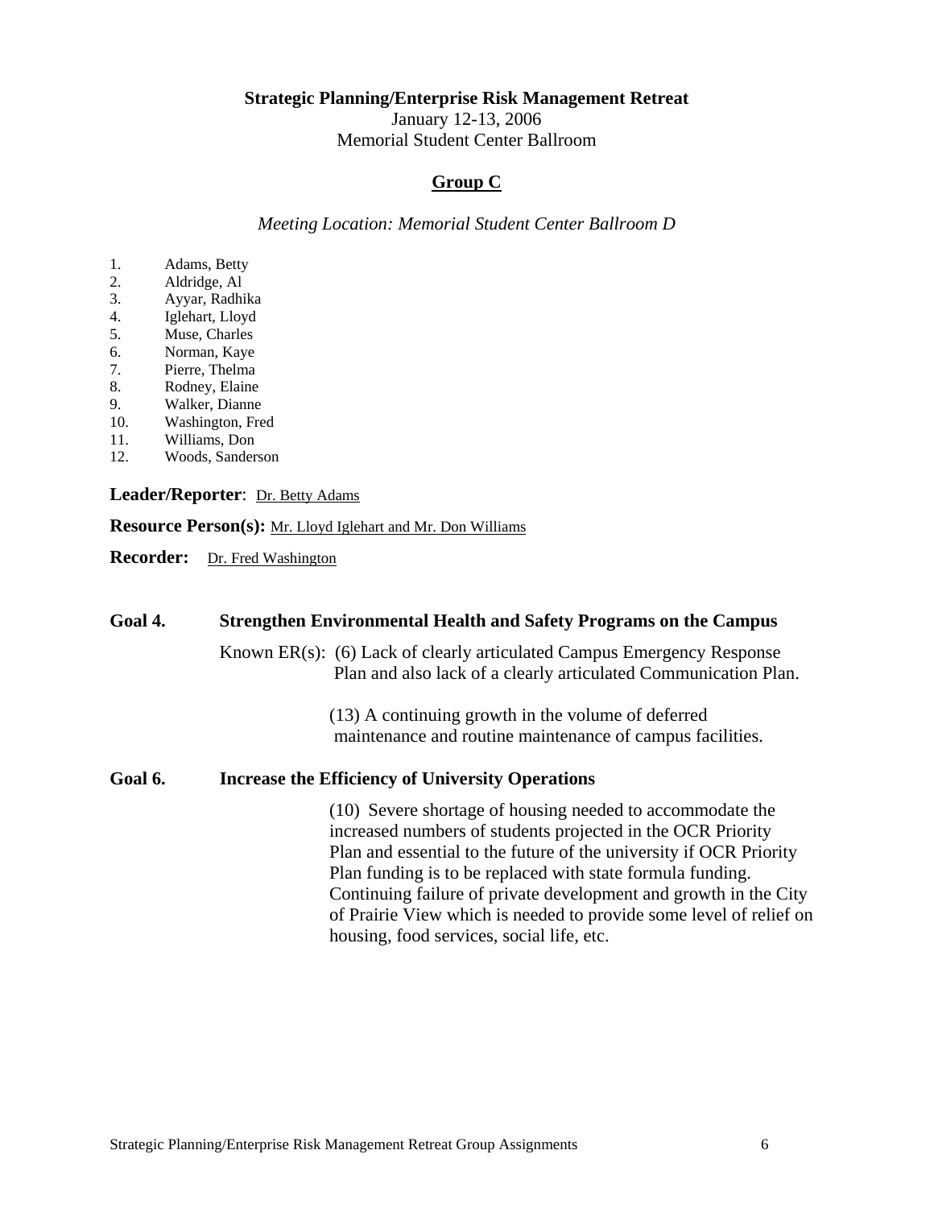**Strategic Planning/Enterprise Risk Management Retreat**
January 12-13, 2006
Memorial Student Center Ballroom

## Group C

*Meeting Location: Memorial Student Center Ballroom D*

1. Adams, Betty
2. Aldridge, Al
3. Ayyar, Radhika
4. Iglehart, Lloyd
5. Muse, Charles
6. Norman, Kaye
7. Pierre, Thelma
8. Rodney, Elaine
9. Walker, Dianne
10. Washington, Fred
11. Williams, Don
12. Woods, Sanderson

**Leader/Reporter**: Dr. Betty Adams

**Resource Person(s):** Mr. Lloyd Iglehart and Mr. Don Williams

**Recorder:** Dr. Fred Washington

**Goal 4. Strengthen Environmental Health and Safety Programs on the Campus**

Known ER(s): (6) Lack of clearly articulated Campus Emergency Response Plan and also lack of a clearly articulated Communication Plan.

(13) A continuing growth in the volume of deferred maintenance and routine maintenance of campus facilities.

**Goal 6. Increase the Efficiency of University Operations**

(10) Severe shortage of housing needed to accommodate the increased numbers of students projected in the OCR Priority Plan and essential to the future of the university if OCR Priority Plan funding is to be replaced with state formula funding. Continuing failure of private development and growth in the City of Prairie View which is needed to provide some level of relief on housing, food services, social life, etc.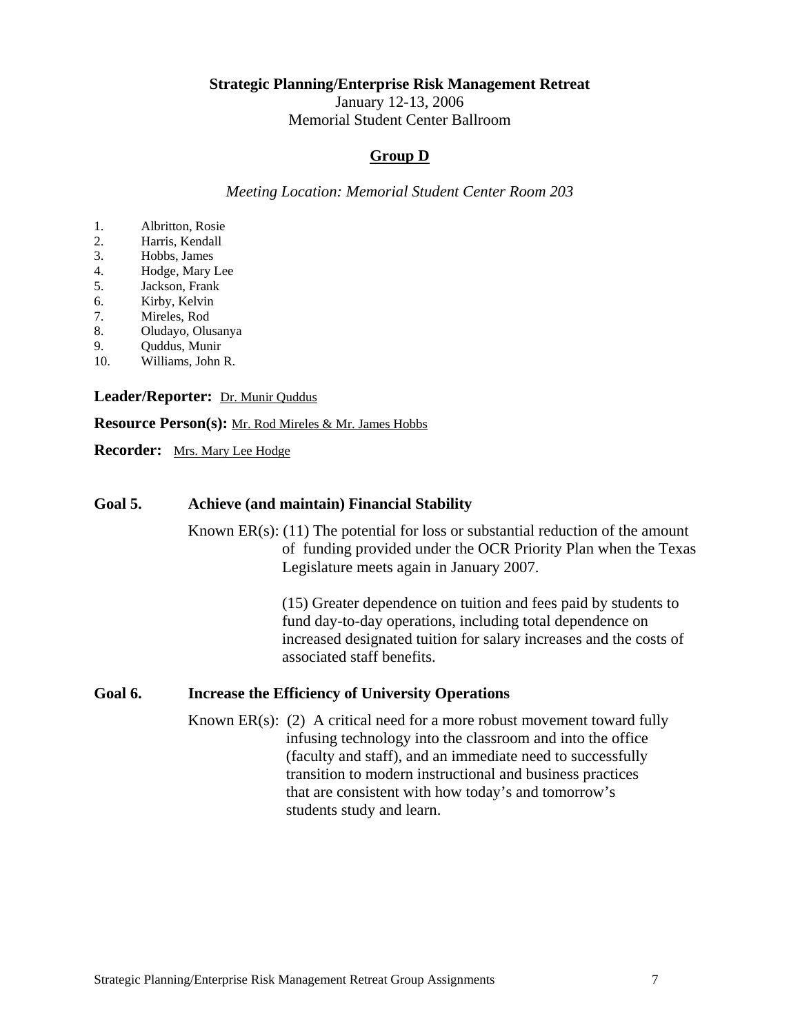**Strategic Planning/Enterprise Risk Management Retreat**
January 12-13, 2006
Memorial Student Center Ballroom

## Group D

*Meeting Location: Memorial Student Center Room 203*

1. Albritton, Rosie
2. Harris, Kendall
3. Hobbs, James
4. Hodge, Mary Lee
5. Jackson, Frank
6. Kirby, Kelvin
7. Mireles, Rod
8. Oludayo, Olusanya
9. Quddus, Munir
10. Williams, John R.

**Leader/Reporter:** Dr. Munir Quddus

**Resource Person(s):** Mr. Rod Mireles & Mr. James Hobbs

**Recorder:** Mrs. Mary Lee Hodge

**Goal 5. Achieve (and maintain) Financial Stability**

Known ER(s): (11) The potential for loss or substantial reduction of the amount of funding provided under the OCR Priority Plan when the Texas Legislature meets again in January 2007.

(15) Greater dependence on tuition and fees paid by students to fund day-to-day operations, including total dependence on increased designated tuition for salary increases and the costs of associated staff benefits.

**Goal 6. Increase the Efficiency of University Operations**

Known ER(s): (2) A critical need for a more robust movement toward fully infusing technology into the classroom and into the office (faculty and staff), and an immediate need to successfully transition to modern instructional and business practices that are consistent with how today's and tomorrow's students study and learn.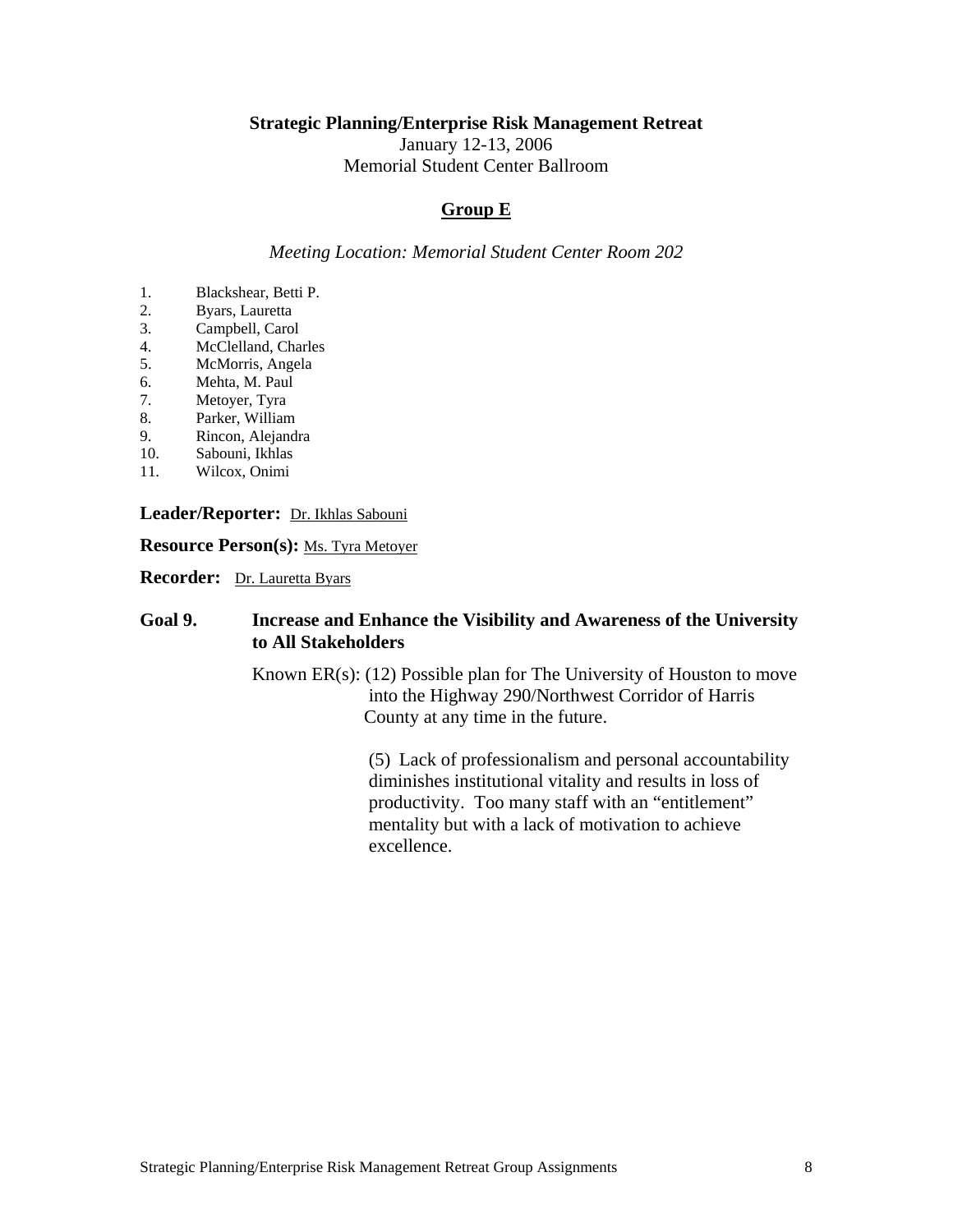**Strategic Planning/Enterprise Risk Management Retreat**
January 12-13, 2006
Memorial Student Center Ballroom

## Group E

*Meeting Location: Memorial Student Center Room 202*

1. Blackshear, Betti P.
2. Byars, Lauretta
3. Campbell, Carol
4. McClelland, Charles
5. McMorris, Angela
6. Mehta, M. Paul
7. Metoyer, Tyra
8. Parker, William
9. Rincon, Alejandra
10. Sabouni, Ikhlas
11. Wilcox, Onimi

**Leader/Reporter:** Dr. Ikhlas Sabouni

**Resource Person(s):** Ms. Tyra Metoyer

**Recorder:** Dr. Lauretta Byars

**Goal 9. Increase and Enhance the Visibility and Awareness of the University to All Stakeholders**

Known ER(s): (12) Possible plan for The University of Houston to move into the Highway 290/Northwest Corridor of Harris County at any time in the future.

(5) Lack of professionalism and personal accountability diminishes institutional vitality and results in loss of productivity. Too many staff with an "entitlement" mentality but with a lack of motivation to achieve excellence.